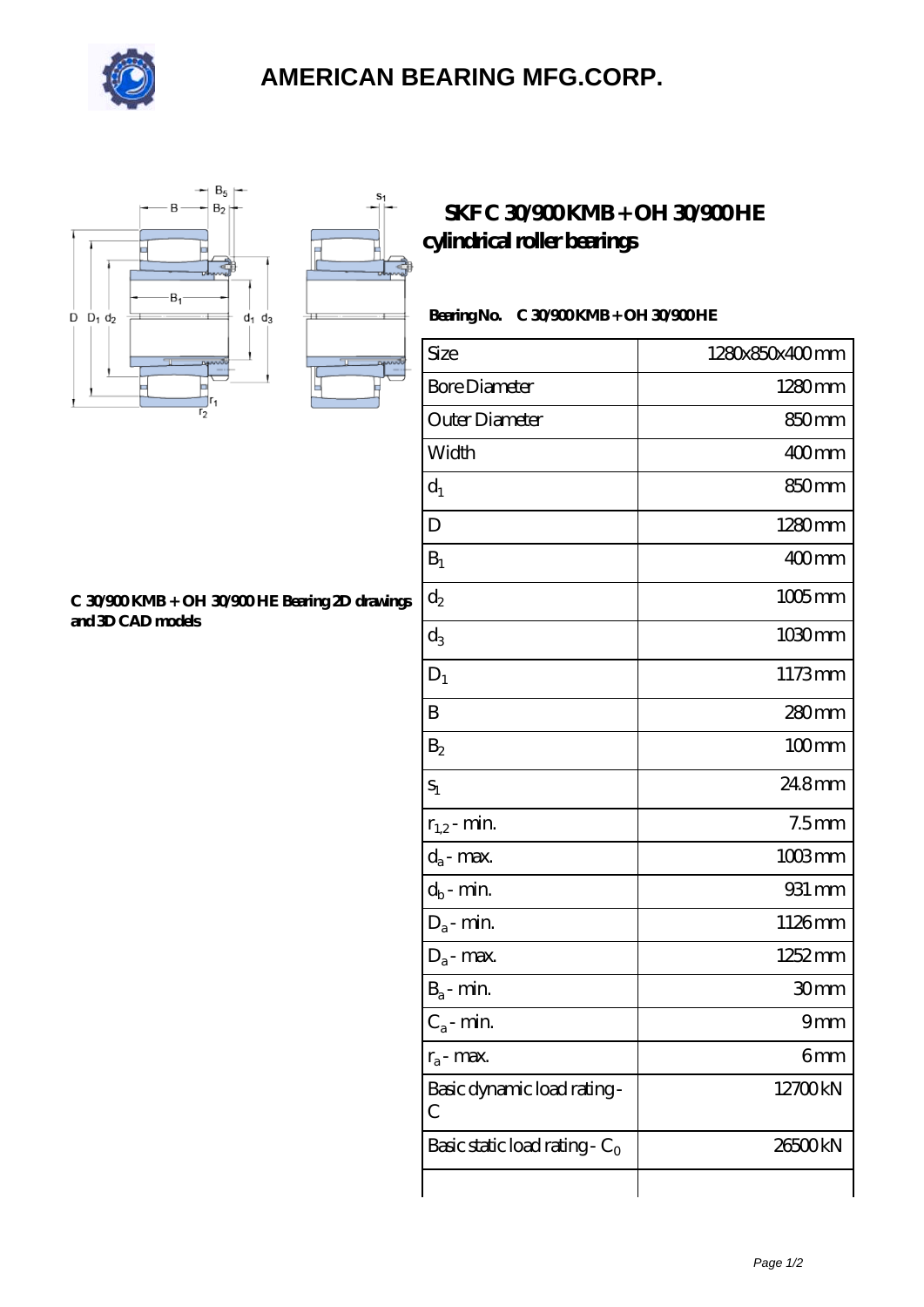# AMERICAN BEARING MFG.CORP.

## SKF C 30/900 KMB + OH 30/900 HE cylindrical roller bearings

C 30/900 KMB + OH 30/900 HE Bearing 2D drawings and 3D CAD models

**Bearing No.** C 30/900 KMB + OH 30/900 HE

| Size | 1280x850x400 mm |
| --- | --- |
| Bore Diameter | 1280 mm |
| Outer Diameter | 850 mm |
| Width | 400 mm |
| $d_1$ | 850 mm |
| D | 1280 mm |
| $B_1$ | 400 mm |
| $d_2$ | 1005 mm |
| $d_3$ | 1030 mm |
| $D_1$ | 1173 mm |
| B | 280 mm |
| $B_2$ | 100 mm |
| $s_1$ | 24.8 mm |
| $r_{1,2}$ - min. | 7.5 mm |
| $d_a$ - max. | 1003 mm |
| $d_b$ - min. | 931 mm |
| $D_a$ - min. | 1126 mm |
| $D_a$ - max. | 1252 mm |
| $B_a$ - min. | 30 mm |
| $C_a$ - min. | 9 mm |
| $r_a$ - max. | 6 mm |
| Basic dynamic load rating - C | 12700 kN |
| Basic static load rating - $C_0$ | 26500 kN |
| | |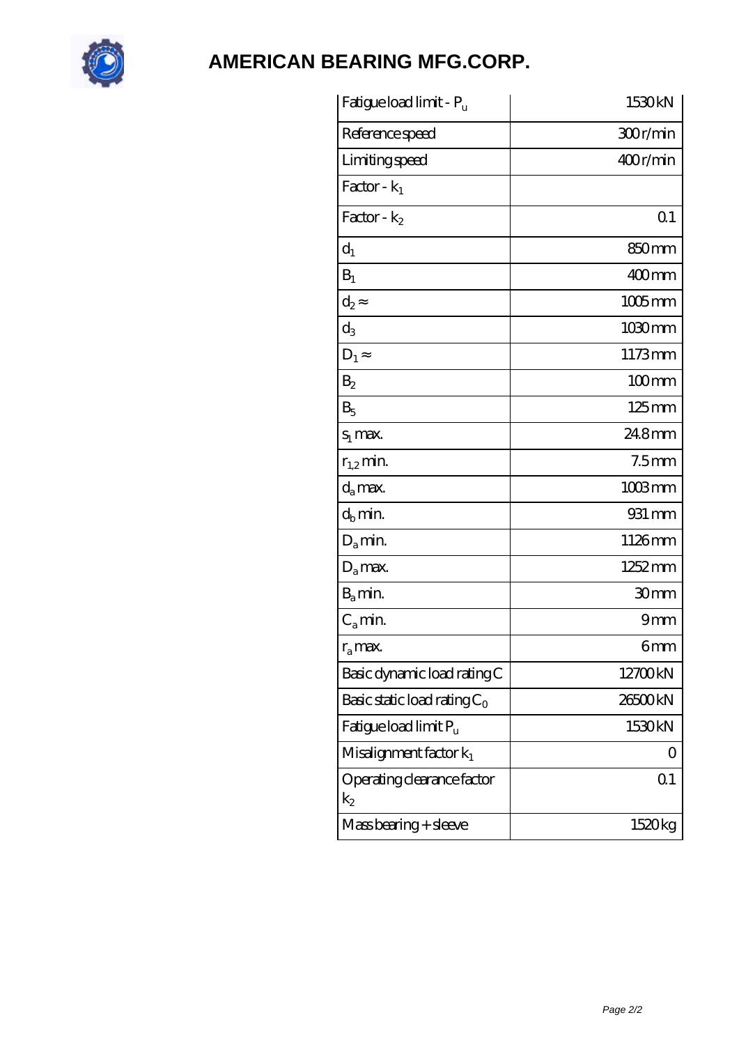# AMERICAN BEARING MFG.CORP.

| | |
|---|---|
| Fatigue load limit - $P_u$ | 1530 kN |
| Reference speed | 300 r/min |
| Limiting speed | 400 r/min |
| Factor - $k_1$ | |
| Factor - $k_2$ | 0.1 |
| $d_1$ | 850 mm |
| $B_1$ | 400 mm |
| $d_2 \approx$ | 1005 mm |
| $d_3$ | 1030 mm |
| $D_1 \approx$ | 1173 mm |
| $B_2$ | 100 mm |
| $B_5$ | 125 mm |
| $s_1$ max. | 24.8 mm |
| $r_{1,2}$ min. | 7.5 mm |
| $d_a$ max. | 1003 mm |
| $d_b$ min. | 931 mm |
| $D_a$ min. | 1126 mm |
| $D_a$ max. | 1252 mm |
| $B_a$ min. | 30 mm |
| $C_a$ min. | 9 mm |
| $r_a$ max. | 6 mm |
| Basic dynamic load rating C | 12700 kN |
| Basic static load rating $C_0$ | 26500 kN |
| Fatigue load limit $P_u$ | 1530 kN |
| Misalignment factor $k_1$ | 0 |
| Operating clearance factor $k_2$ | 0.1 |
| Mass bearing + sleeve | 1520 kg |